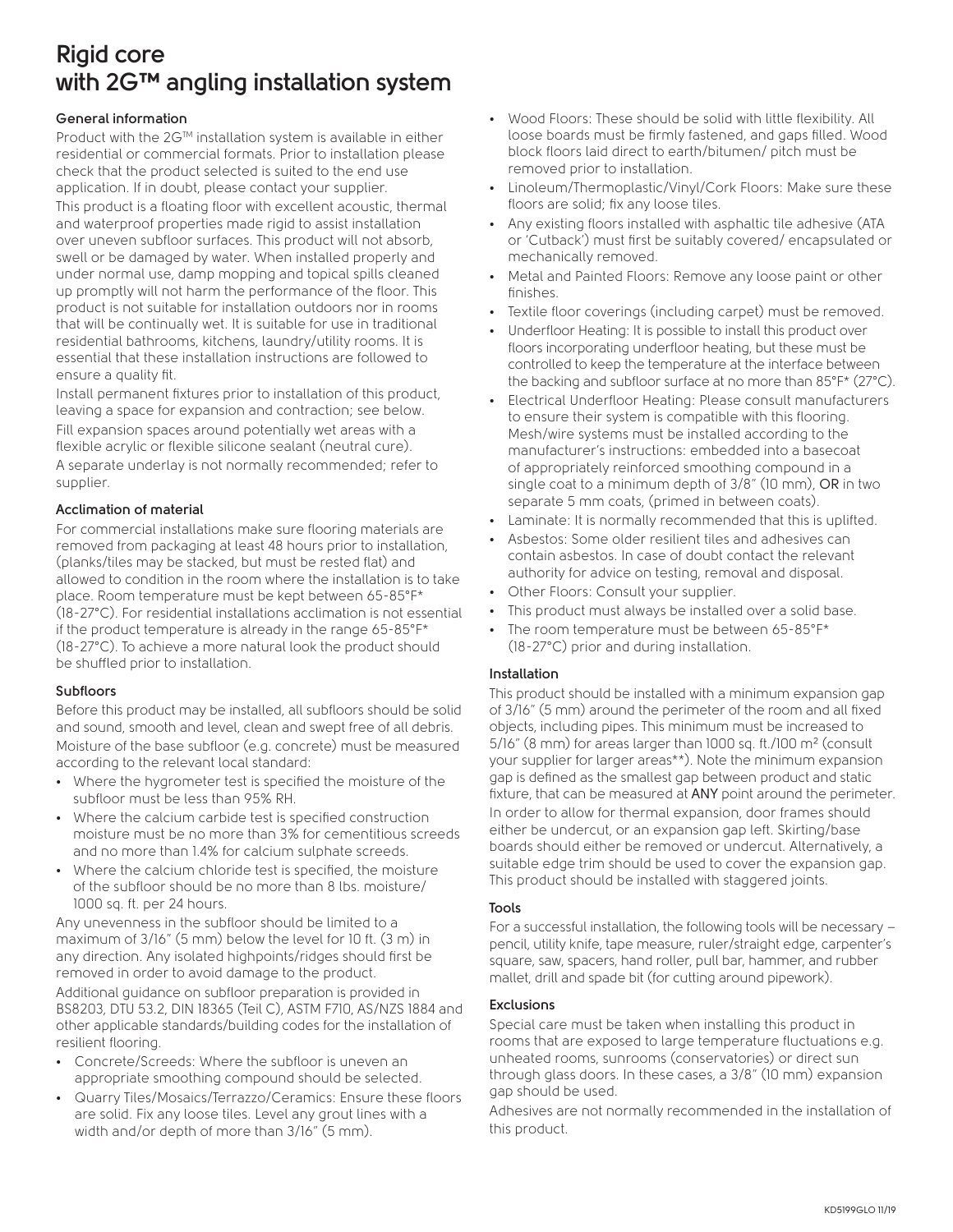# Rigid core with 2G™ angling installation system

### General information

Product with the 2G™ installation system is available in either residential or commercial formats. Prior to installation please check that the product selected is suited to the end use application. If in doubt, please contact your supplier.

This product is a floating floor with excellent acoustic, thermal and waterproof properties made rigid to assist installation over uneven subfloor surfaces. This product will not absorb, swell or be damaged by water. When installed properly and under normal use, damp mopping and topical spills cleaned up promptly will not harm the performance of the floor. This product is not suitable for installation outdoors nor in rooms that will be continually wet. It is suitable for use in traditional residential bathrooms, kitchens, laundry/utility rooms. It is essential that these installation instructions are followed to ensure a quality fit.

Install permanent fixtures prior to installation of this product, leaving a space for expansion and contraction; see below.

Fill expansion spaces around potentially wet areas with a flexible acrylic or flexible silicone sealant (neutral cure).

A separate underlay is not normally recommended; refer to supplier.

### Acclimation of material

For commercial installations make sure flooring materials are removed from packaging at least 48 hours prior to installation, (planks/tiles may be stacked, but must be rested flat) and allowed to condition in the room where the installation is to take place. Room temperature must be kept between 65-85°F* (18-27°C). For residential installations acclimation is not essential if the product temperature is already in the range 65-85°F* (18-27°C). To achieve a more natural look the product should be shuffled prior to installation.

### Subfloors

Before this product may be installed, all subfloors should be solid and sound, smooth and level, clean and swept free of all debris.

Moisture of the base subfloor (e.g. concrete) must be measured according to the relevant local standard:

- Where the hygrometer test is specified the moisture of the subfloor must be less than 95% RH.
- Where the calcium carbide test is specified construction moisture must be no more than 3% for cementitious screeds and no more than 1.4% for calcium sulphate screeds.
- Where the calcium chloride test is specified, the moisture of the subfloor should be no more than 8 lbs. moisture/ 1000 sq. ft. per 24 hours.

Any unevenness in the subfloor should be limited to a maximum of 3/16" (5 mm) below the level for 10 ft. (3 m) in any direction. Any isolated highpoints/ridges should first be removed in order to avoid damage to the product.

Additional guidance on subfloor preparation is provided in BS8203, DTU 53.2, DIN 18365 (Teil C), ASTM F710, AS/NZS 1884 and other applicable standards/building codes for the installation of resilient flooring.

- Concrete/Screeds: Where the subfloor is uneven an appropriate smoothing compound should be selected.
- Quarry Tiles/Mosaics/Terrazzo/Ceramics: Ensure these floors are solid. Fix any loose tiles. Level any grout lines with a width and/or depth of more than 3/16" (5 mm).
- Wood Floors: These should be solid with little flexibility. All loose boards must be firmly fastened, and gaps filled. Wood block floors laid direct to earth/bitumen/ pitch must be removed prior to installation.
- Linoleum/Thermoplastic/Vinyl/Cork Floors: Make sure these floors are solid; fix any loose tiles.
- Any existing floors installed with asphaltic tile adhesive (ATA or 'Cutback') must first be suitably covered/ encapsulated or mechanically removed.
- Metal and Painted Floors: Remove any loose paint or other finishes.
- Textile floor coverings (including carpet) must be removed.
- Underfloor Heating: It is possible to install this product over floors incorporating underfloor heating, but these must be controlled to keep the temperature at the interface between the backing and subfloor surface at no more than 85°F* (27°C).
- Electrical Underfloor Heating: Please consult manufacturers to ensure their system is compatible with this flooring. Mesh/wire systems must be installed according to the manufacturer's instructions: embedded into a basecoat of appropriately reinforced smoothing compound in a single coat to a minimum depth of 3/8" (10 mm), **OR** in two separate 5 mm coats, (primed in between coats).
- Laminate: It is normally recommended that this is uplifted.
- Asbestos: Some older resilient tiles and adhesives can contain asbestos. In case of doubt contact the relevant authority for advice on testing, removal and disposal.
- Other Floors: Consult your supplier.
- This product must always be installed over a solid base.
- The room temperature must be between 65-85°F* (18-27°C) prior and during installation.

### Installation

This product should be installed with a minimum expansion gap of 3/16" (5 mm) around the perimeter of the room and all fixed objects, including pipes. This minimum must be increased to 5/16" (8 mm) for areas larger than 1000 sq. ft./100 m² (consult your supplier for larger areas**). Note the minimum expansion gap is defined as the smallest gap between product and static fixture, that can be measured at **ANY** point around the perimeter.

In order to allow for thermal expansion, door frames should either be undercut, or an expansion gap left. Skirting/base boards should either be removed or undercut. Alternatively, a suitable edge trim should be used to cover the expansion gap. This product should be installed with staggered joints.

### Tools

For a successful installation, the following tools will be necessary – pencil, utility knife, tape measure, ruler/straight edge, carpenter's square, saw, spacers, hand roller, pull bar, hammer, and rubber mallet, drill and spade bit (for cutting around pipework).

### Exclusions

Special care must be taken when installing this product in rooms that are exposed to large temperature fluctuations e.g. unheated rooms, sunrooms (conservatories) or direct sun through glass doors. In these cases, a 3/8" (10 mm) expansion gap should be used.

Adhesives are not normally recommended in the installation of this product.

KD5199GLO 11/19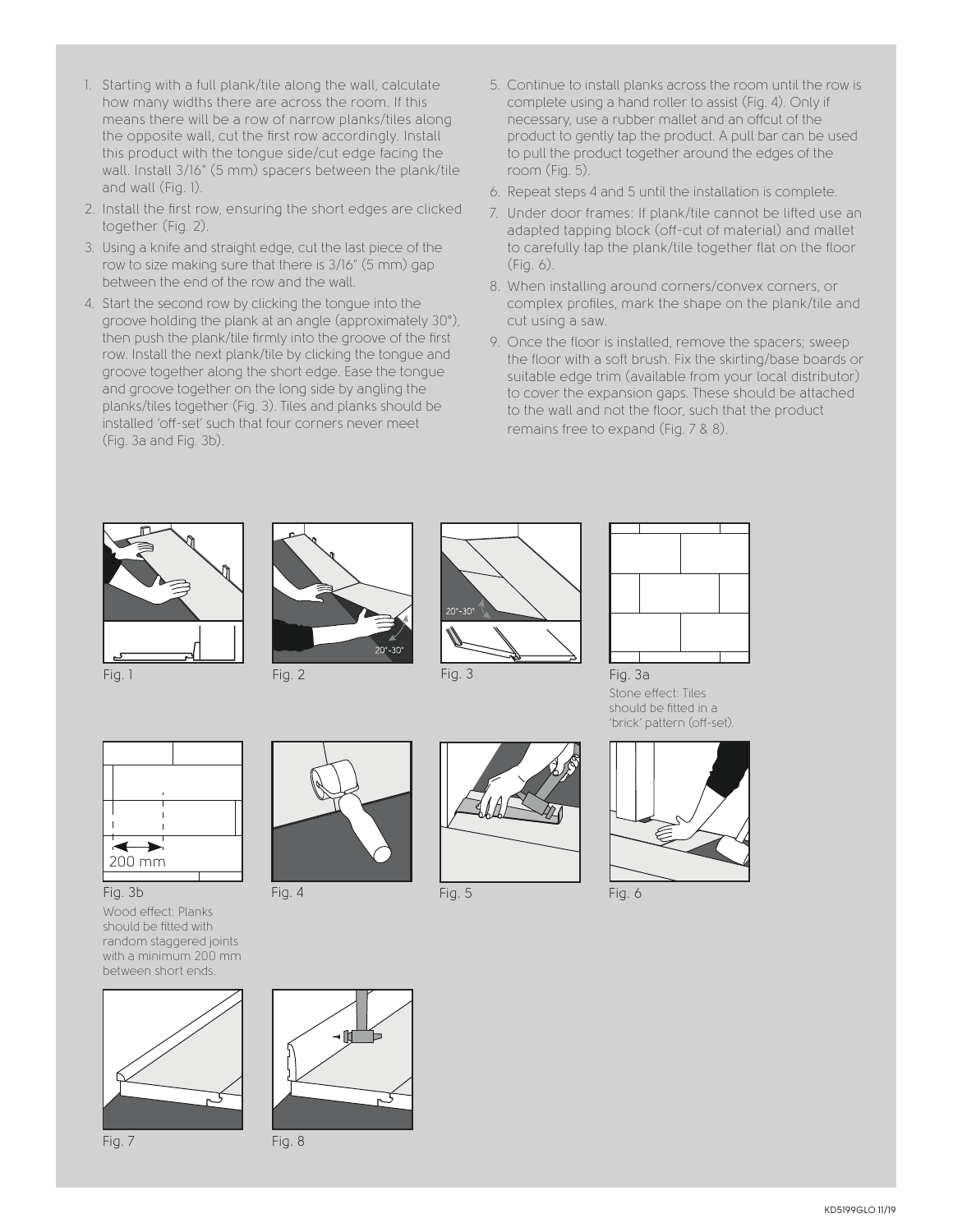1. Starting with a full plank/tile along the wall, calculate how many widths there are across the room. If this means there will be a row of narrow planks/tiles along the opposite wall, cut the first row accordingly. Install this product with the tongue side/cut edge facing the wall. Install 3/16" (5 mm) spacers between the plank/tile and wall (Fig. 1).
2. Install the first row, ensuring the short edges are clicked together (Fig. 2).
3. Using a knife and straight edge, cut the last piece of the row to size making sure that there is 3/16" (5 mm) gap between the end of the row and the wall.
4. Start the second row by clicking the tongue into the groove holding the plank at an angle (approximately 30°), then push the plank/tile firmly into the groove of the first row. Install the next plank/tile by clicking the tongue and groove together along the short edge. Ease the tongue and groove together on the long side by angling the planks/tiles together (Fig. 3). Tiles and planks should be installed 'off-set' such that four corners never meet (Fig. 3a and Fig. 3b).
5. Continue to install planks across the room until the row is complete using a hand roller to assist (Fig. 4). Only if necessary, use a rubber mallet and an offcut of the product to gently tap the product. A pull bar can be used to pull the product together around the edges of the room (Fig. 5).
6. Repeat steps 4 and 5 until the installation is complete.
7. Under door frames: If plank/tile cannot be lifted use an adapted tapping block (off-cut of material) and mallet to carefully tap the plank/tile together flat on the floor (Fig. 6).
8. When installing around corners/convex corners, or complex profiles, mark the shape on the plank/tile and cut using a saw.
9. Once the floor is installed, remove the spacers; sweep the floor with a soft brush. Fix the skirting/base boards or suitable edge trim (available from your local distributor) to cover the expansion gaps. These should be attached to the wall and not the floor, such that the product remains free to expand (Fig. 7 & 8).

Fig. 1

Fig. 2

20°-30°

Fig. 3

20°-30°

Fig. 3a

Stone effect: Tiles should be fitted in a 'brick' pattern (off-set).

Fig. 3b

200 mm

Wood effect: Planks should be fitted with random staggered joints with a minimum 200 mm between short ends.

Fig. 4

Fig. 5

Fig. 6

Fig. 7

Fig. 8

KD5199GLO 11/19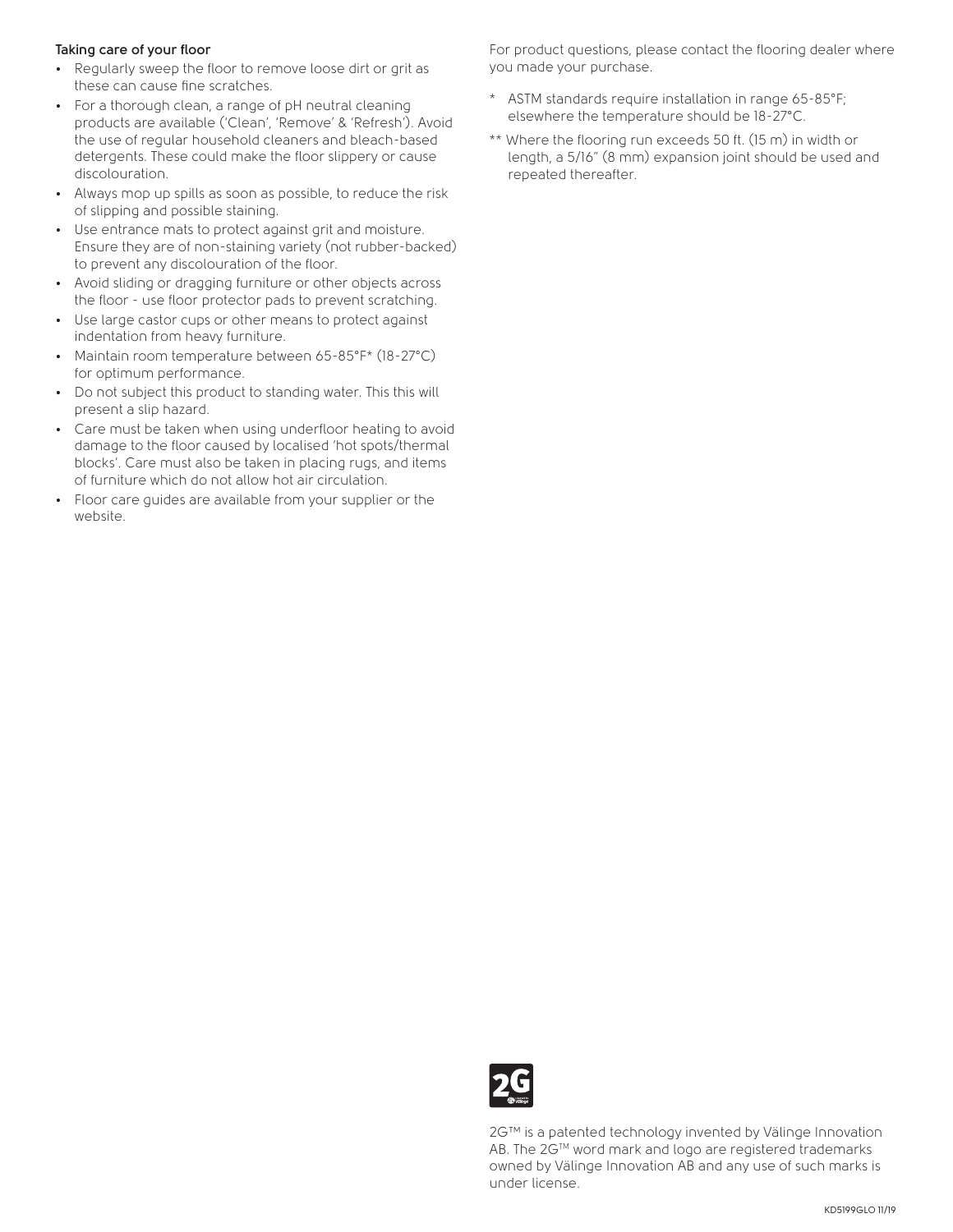**Taking care of your floor**

- Regularly sweep the floor to remove loose dirt or grit as these can cause fine scratches.
- For a thorough clean, a range of pH neutral cleaning products are available ('Clean', 'Remove' & 'Refresh'). Avoid the use of regular household cleaners and bleach-based detergents. These could make the floor slippery or cause discolouration.
- Always mop up spills as soon as possible, to reduce the risk of slipping and possible staining.
- Use entrance mats to protect against grit and moisture. Ensure they are of non-staining variety (not rubber-backed) to prevent any discolouration of the floor.
- Avoid sliding or dragging furniture or other objects across the floor - use floor protector pads to prevent scratching.
- Use large castor cups or other means to protect against indentation from heavy furniture.
- Maintain room temperature between 65-85°F* (18-27°C) for optimum performance.
- Do not subject this product to standing water. This this will present a slip hazard.
- Care must be taken when using underfloor heating to avoid damage to the floor caused by localised 'hot spots/thermal blocks'. Care must also be taken in placing rugs, and items of furniture which do not allow hot air circulation.
- Floor care guides are available from your supplier or the website.

For product questions, please contact the flooring dealer where you made your purchase.

\* ASTM standards require installation in range 65-85°F; elsewhere the temperature should be 18-27°C.

\** Where the flooring run exceeds 50 ft. (15 m) in width or length, a 5/16" (8 mm) expansion joint should be used and repeated thereafter.

2G™ is a patented technology invented by Välinge Innovation AB. The 2G™ word mark and logo are registered trademarks owned by Välinge Innovation AB and any use of such marks is under license.

KD5199GLO 11/19